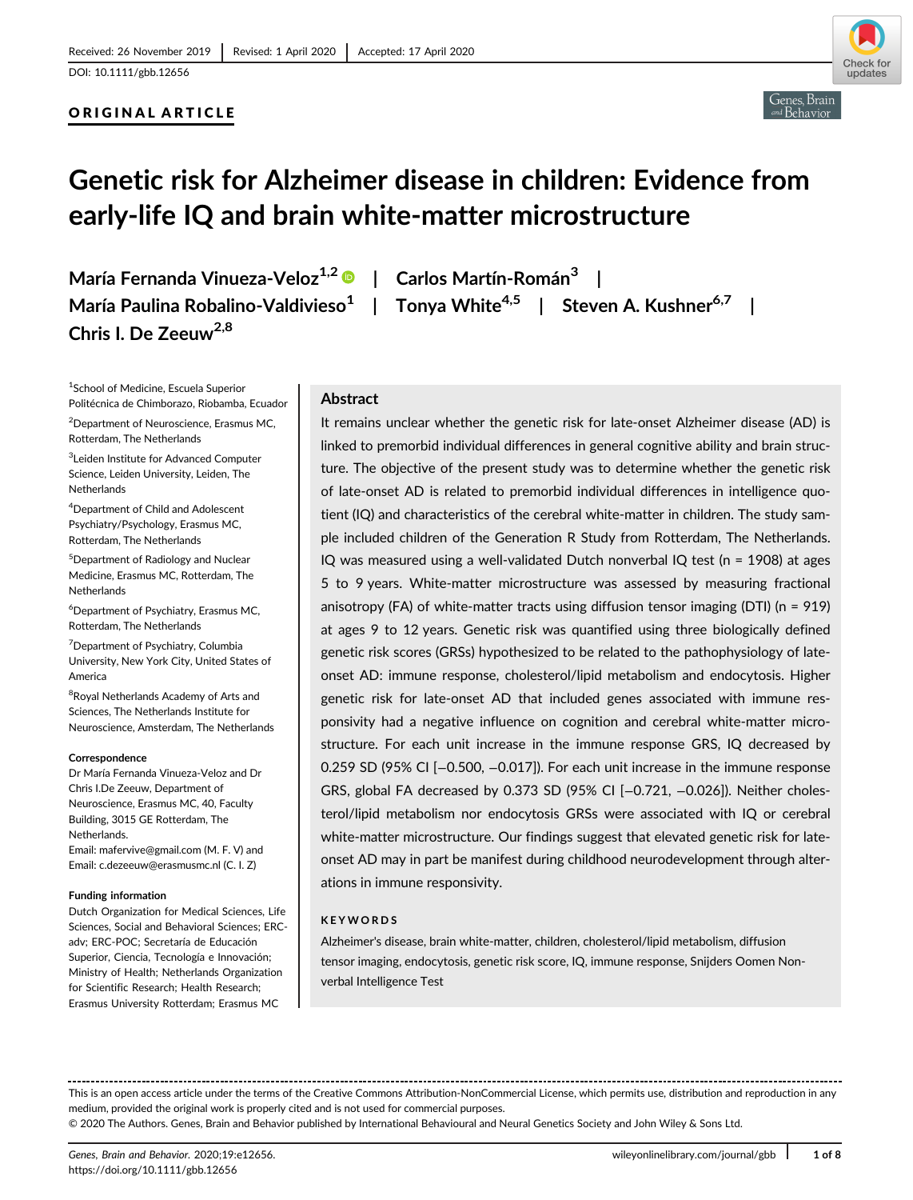Received: 26 November 2019 | Revised: 1 April 2020 | Accepted: 17 April 2020

DOI: 10.1111/gbb.12656

**ORIGINAL ARTICLE**

# Genetic risk for Alzheimer disease in children: Evidence from early-life IQ and brain white-matter microstructure

**María Fernanda Vinueza-Veloz[1,2] | Carlos Martín-Román[3] | María Paulina Robalino-Valdivieso[1] | Tonya White[4,5] | Steven A. Kushner[6,7] | Chris I. De Zeeuw[2,8]**

[1]School of Medicine, Escuela Superior Politécnica de Chimborazo, Riobamba, Ecuador

[2]Department of Neuroscience, Erasmus MC, Rotterdam, The Netherlands

[3]Leiden Institute for Advanced Computer Science, Leiden University, Leiden, The Netherlands

[4]Department of Child and Adolescent Psychiatry/Psychology, Erasmus MC, Rotterdam, The Netherlands

[5]Department of Radiology and Nuclear Medicine, Erasmus MC, Rotterdam, The Netherlands

[6]Department of Psychiatry, Erasmus MC, Rotterdam, The Netherlands

[7]Department of Psychiatry, Columbia University, New York City, United States of America

[8]Royal Netherlands Academy of Arts and Sciences, The Netherlands Institute for Neuroscience, Amsterdam, The Netherlands

**Correspondence**

Dr María Fernanda Vinueza-Veloz and Dr Chris I.De Zeeuw, Department of Neuroscience, Erasmus MC, 40, Faculty Building, 3015 GE Rotterdam, The Netherlands.
Email: mafervive@gmail.com (M. F. V) and Email: c.dezeeuw@erasmusmc.nl (C. I. Z)

**Funding information**

Dutch Organization for Medical Sciences, Life Sciences, Social and Behavioral Sciences; ERC-adv; ERC-POC; Secretaría de Educación Superior, Ciencia, Tecnología e Innovación; Ministry of Health; Netherlands Organization for Scientific Research; Health Research; Erasmus University Rotterdam; Erasmus MC

## Abstract

It remains unclear whether the genetic risk for late-onset Alzheimer disease (AD) is linked to premorbid individual differences in general cognitive ability and brain structure. The objective of the present study was to determine whether the genetic risk of late-onset AD is related to premorbid individual differences in intelligence quotient (IQ) and characteristics of the cerebral white-matter in children. The study sample included children of the Generation R Study from Rotterdam, The Netherlands. IQ was measured using a well-validated Dutch nonverbal IQ test ($n = 1908$) at ages 5 to 9 years. White-matter microstructure was assessed by measuring fractional anisotropy (FA) of white-matter tracts using diffusion tensor imaging (DTI) ($n = 919$) at ages 9 to 12 years. Genetic risk was quantified using three biologically defined genetic risk scores (GRSs) hypothesized to be related to the pathophysiology of late-onset AD: immune response, cholesterol/lipid metabolism and endocytosis. Higher genetic risk for late-onset AD that included genes associated with immune responsivity had a negative influence on cognition and cerebral white-matter microstructure. For each unit increase in the immune response GRS, IQ decreased by 0.259 SD (95% CI [−0.500, −0.017]). For each unit increase in the immune response GRS, global FA decreased by 0.373 SD (95% CI [−0.721, −0.026]). Neither cholesterol/lipid metabolism nor endocytosis GRSs were associated with IQ or cerebral white-matter microstructure. Our findings suggest that elevated genetic risk for late-onset AD may in part be manifest during childhood neurodevelopment through alterations in immune responsivity.

**KEYWORDS**

Alzheimer's disease, brain white-matter, children, cholesterol/lipid metabolism, diffusion tensor imaging, endocytosis, genetic risk score, IQ, immune response, Snijders Oomen Non-verbal Intelligence Test

This is an open access article under the terms of the Creative Commons Attribution-NonCommercial License, which permits use, distribution and reproduction in any medium, provided the original work is properly cited and is not used for commercial purposes.
© 2020 The Authors. Genes, Brain and Behavior published by International Behavioural and Neural Genetics Society and John Wiley & Sons Ltd.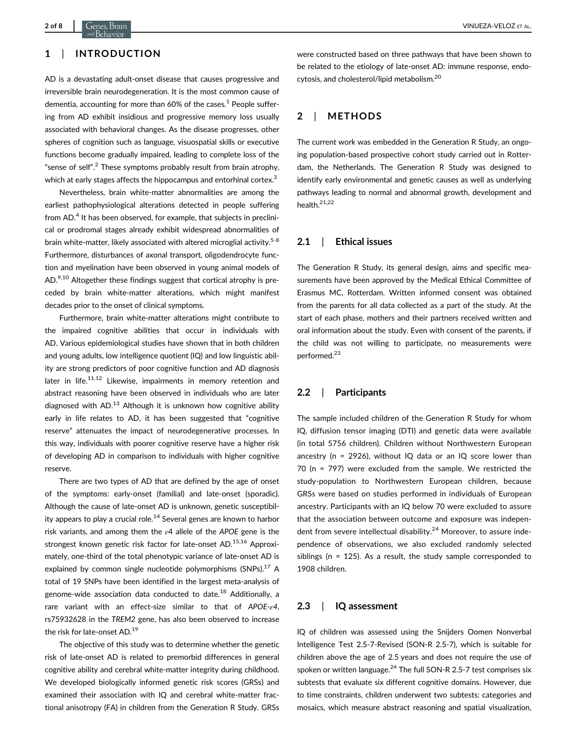## 1 | INTRODUCTION

AD is a devastating adult-onset disease that causes progressive and irreversible brain neurodegeneration. It is the most common cause of dementia, accounting for more than 60% of the cases.[1] People suffering from AD exhibit insidious and progressive memory loss usually associated with behavioral changes. As the disease progresses, other spheres of cognition such as language, visuospatial skills or executive functions become gradually impaired, leading to complete loss of the "sense of self".[2] These symptoms probably result from brain atrophy, which at early stages affects the hippocampus and entorhinal cortex.[3]

Nevertheless, brain white-matter abnormalities are among the earliest pathophysiological alterations detected in people suffering from AD.[4] It has been observed, for example, that subjects in preclinical or prodromal stages already exhibit widespread abnormalities of brain white-matter, likely associated with altered microglial activity.[5–8] Furthermore, disturbances of axonal transport, oligodendrocyte function and myelination have been observed in young animal models of AD.[9,10] Altogether these findings suggest that cortical atrophy is preceded by brain white-matter alterations, which might manifest decades prior to the onset of clinical symptoms.

Furthermore, brain white-matter alterations might contribute to the impaired cognitive abilities that occur in individuals with AD. Various epidemiological studies have shown that in both children and young adults, low intelligence quotient (IQ) and low linguistic ability are strong predictors of poor cognitive function and AD diagnosis later in life.[11,12] Likewise, impairments in memory retention and abstract reasoning have been observed in individuals who are later diagnosed with AD.[13] Although it is unknown how cognitive ability early in life relates to AD, it has been suggested that "cognitive reserve" attenuates the impact of neurodegenerative processes. In this way, individuals with poorer cognitive reserve have a higher risk of developing AD in comparison to individuals with higher cognitive reserve.

There are two types of AD that are defined by the age of onset of the symptoms: early-onset (familial) and late-onset (sporadic). Although the cause of late-onset AD is unknown, genetic susceptibility appears to play a crucial role.[14] Several genes are known to harbor risk variants, and among them the $\varepsilon 4$ allele of the *APOE* gene is the strongest known genetic risk factor for late-onset AD.[15,16] Approximately, one-third of the total phenotypic variance of late-onset AD is explained by common single nucleotide polymorphisms (SNPs).[17] A total of 19 SNPs have been identified in the largest meta-analysis of genome-wide association data conducted to date.[18] Additionally, a rare variant with an effect-size similar to that of *APOE*-$\varepsilon 4$, rs75932628 in the *TREM2* gene, has also been observed to increase the risk for late-onset AD.[19]

The objective of this study was to determine whether the genetic risk of late-onset AD is related to premorbid differences in general cognitive ability and cerebral white-matter integrity during childhood. We developed biologically informed genetic risk scores (GRSs) and examined their association with IQ and cerebral white-matter fractional anisotropy (FA) in children from the Generation R Study. GRSs were constructed based on three pathways that have been shown to be related to the etiology of late-onset AD: immune response, endocytosis, and cholesterol/lipid metabolism.[20]

## 2 | METHODS

The current work was embedded in the Generation R Study, an ongoing population-based prospective cohort study carried out in Rotterdam, the Netherlands. The Generation R Study was designed to identify early environmental and genetic causes as well as underlying pathways leading to normal and abnormal growth, development and health.[21,22]

### 2.1 | Ethical issues

The Generation R Study, its general design, aims and specific measurements have been approved by the Medical Ethical Committee of Erasmus MC, Rotterdam. Written informed consent was obtained from the parents for all data collected as a part of the study. At the start of each phase, mothers and their partners received written and oral information about the study. Even with consent of the parents, if the child was not willing to participate, no measurements were performed.[23]

### 2.2 | Participants

The sample included children of the Generation R Study for whom IQ, diffusion tensor imaging (DTI) and genetic data were available (in total 5756 children). Children without Northwestern European ancestry (n = 2926), without IQ data or an IQ score lower than 70 (n = 797) were excluded from the sample. We restricted the study-population to Northwestern European children, because GRSs were based on studies performed in individuals of European ancestry. Participants with an IQ below 70 were excluded to assure that the association between outcome and exposure was independent from severe intellectual disability.[24] Moreover, to assure independence of observations, we also excluded randomly selected siblings (n = 125). As a result, the study sample corresponded to 1908 children.

### 2.3 | IQ assessment

IQ of children was assessed using the Snijders Oomen Nonverbal Intelligence Test 2.5-7-Revised (SON-R 2.5-7), which is suitable for children above the age of 2.5 years and does not require the use of spoken or written language.[24] The full SON-R 2.5-7 test comprises six subtests that evaluate six different cognitive domains. However, due to time constraints, children underwent two subtests: categories and mosaics, which measure abstract reasoning and spatial visualization,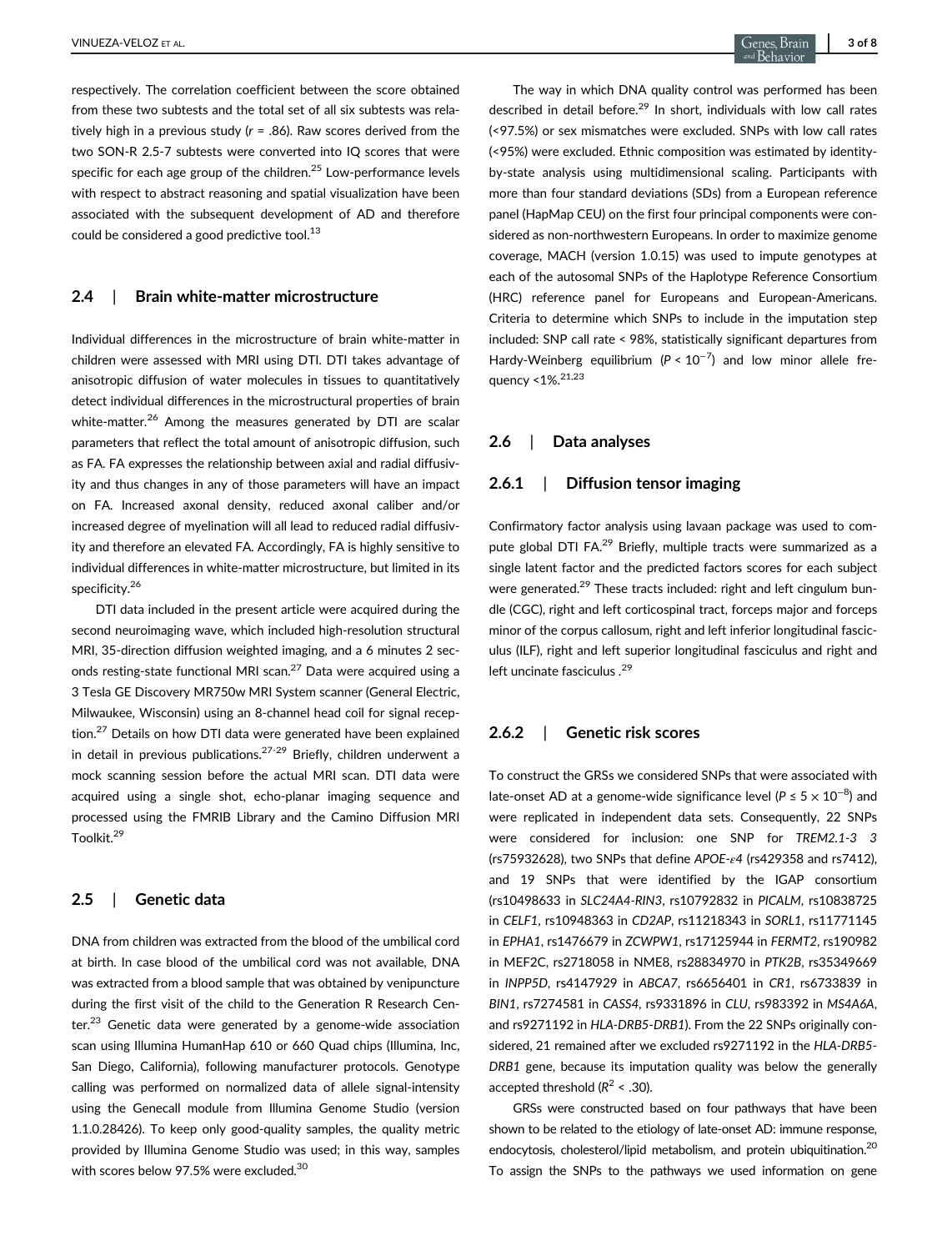respectively. The correlation coefficient between the score obtained from these two subtests and the total set of all six subtests was relatively high in a previous study ($r$ = .86). Raw scores derived from the two SON-R 2.5-7 subtests were converted into IQ scores that were specific for each age group of the children.[25] Low-performance levels with respect to abstract reasoning and spatial visualization have been associated with the subsequent development of AD and therefore could be considered a good predictive tool.[13]

## 2.4 | Brain white-matter microstructure

Individual differences in the microstructure of brain white-matter in children were assessed with MRI using DTI. DTI takes advantage of anisotropic diffusion of water molecules in tissues to quantitatively detect individual differences in the microstructural properties of brain white-matter.[26] Among the measures generated by DTI are scalar parameters that reflect the total amount of anisotropic diffusion, such as FA. FA expresses the relationship between axial and radial diffusivity and thus changes in any of those parameters will have an impact on FA. Increased axonal density, reduced axonal caliber and/or increased degree of myelination will all lead to reduced radial diffusivity and therefore an elevated FA. Accordingly, FA is highly sensitive to individual differences in white-matter microstructure, but limited in its specificity.[26]

DTI data included in the present article were acquired during the second neuroimaging wave, which included high-resolution structural MRI, 35-direction diffusion weighted imaging, and a 6 minutes 2 seconds resting-state functional MRI scan.[27] Data were acquired using a 3 Tesla GE Discovery MR750w MRI System scanner (General Electric, Milwaukee, Wisconsin) using an 8-channel head coil for signal reception.[27] Details on how DTI data were generated have been explained in detail in previous publications.[27-29] Briefly, children underwent a mock scanning session before the actual MRI scan. DTI data were acquired using a single shot, echo-planar imaging sequence and processed using the FMRIB Library and the Camino Diffusion MRI Toolkit.[29]

## 2.5 | Genetic data

DNA from children was extracted from the blood of the umbilical cord at birth. In case blood of the umbilical cord was not available, DNA was extracted from a blood sample that was obtained by venipuncture during the first visit of the child to the Generation R Research Center.[23] Genetic data were generated by a genome-wide association scan using Illumina HumanHap 610 or 660 Quad chips (Illumina, Inc, San Diego, California), following manufacturer protocols. Genotype calling was performed on normalized data of allele signal-intensity using the Genecall module from Illumina Genome Studio (version 1.1.0.28426). To keep only good-quality samples, the quality metric provided by Illumina Genome Studio was used; in this way, samples with scores below 97.5% were excluded.[30]

The way in which DNA quality control was performed has been described in detail before.[29] In short, individuals with low call rates (<97.5%) or sex mismatches were excluded. SNPs with low call rates (<95%) were excluded. Ethnic composition was estimated by identity-by-state analysis using multidimensional scaling. Participants with more than four standard deviations (SDs) from a European reference panel (HapMap CEU) on the first four principal components were considered as non-northwestern Europeans. In order to maximize genome coverage, MACH (version 1.0.15) was used to impute genotypes at each of the autosomal SNPs of the Haplotype Reference Consortium (HRC) reference panel for Europeans and European-Americans. Criteria to determine which SNPs to include in the imputation step included: SNP call rate < 98%, statistically significant departures from Hardy-Weinberg equilibrium ($P < 10^{-7}$) and low minor allele frequency <1%.[21,23]

## 2.6 | Data analyses

### 2.6.1 | Diffusion tensor imaging

Confirmatory factor analysis using lavaan package was used to compute global DTI FA.[29] Briefly, multiple tracts were summarized as a single latent factor and the predicted factors scores for each subject were generated.[29] These tracts included: right and left cingulum bundle (CGC), right and left corticospinal tract, forceps major and forceps minor of the corpus callosum, right and left inferior longitudinal fasciculus (ILF), right and left superior longitudinal fasciculus and right and left uncinate fasciculus .[29]

### 2.6.2 | Genetic risk scores

To construct the GRSs we considered SNPs that were associated with late-onset AD at a genome-wide significance level ($P \le 5 \times 10^{-8}$) and were replicated in independent data sets. Consequently, 22 SNPs were considered for inclusion: one SNP for *TREM2.1-3 3* (rs75932628), two SNPs that define *APOE-ε4* (rs429358 and rs7412), and 19 SNPs that were identified by the IGAP consortium (rs10498633 in *SLC24A4-RIN3*, rs10792832 in *PICALM*, rs10838725 in *CELF1*, rs10948363 in *CD2AP*, rs11218343 in *SORL1*, rs11771145 in *EPHA1*, rs1476679 in *ZCWPW1*, rs17125944 in *FERMT2*, rs190982 in MEF2C, rs2718058 in NME8, rs28834970 in *PTK2B*, rs35349669 in *INPP5D*, rs4147929 in *ABCA7*, rs6656401 in *CR1*, rs6733839 in *BIN1*, rs7274581 in *CASS4*, rs9331896 in *CLU*, rs983392 in *MS4A6A*, and rs9271192 in *HLA-DRB5-DRB1*). From the 22 SNPs originally considered, 21 remained after we excluded rs9271192 in the *HLA-DRB5-DRB1* gene, because its imputation quality was below the generally accepted threshold ($R^2$ < .30).

GRSs were constructed based on four pathways that have been shown to be related to the etiology of late-onset AD: immune response, endocytosis, cholesterol/lipid metabolism, and protein ubiquitination.[20] To assign the SNPs to the pathways we used information on gene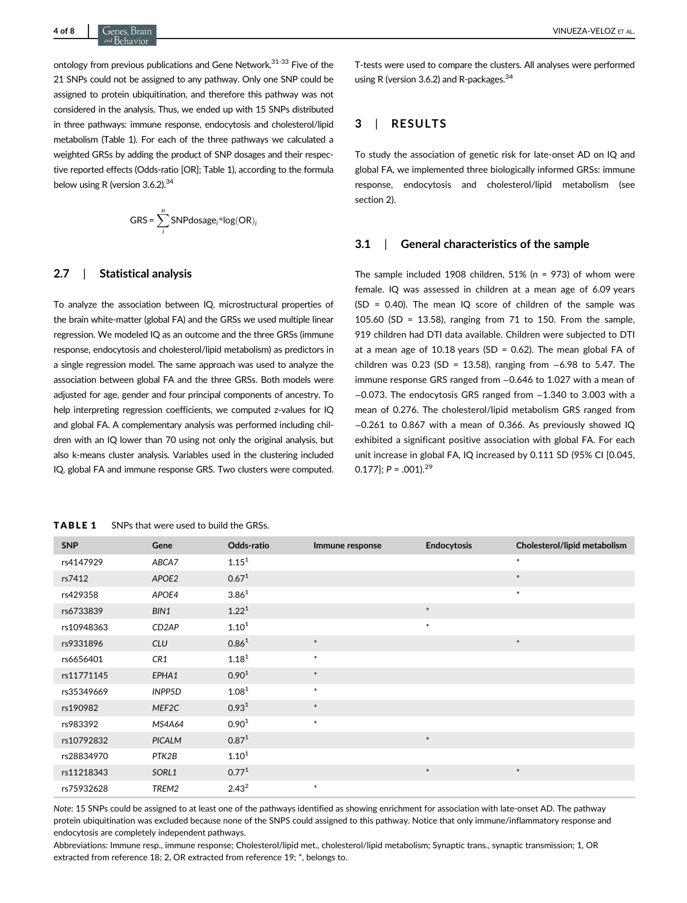ontology from previous publications and Gene Network.[31-33] Five of the 21 SNPs could not be assigned to any pathway. Only one SNP could be assigned to protein ubiquitination, and therefore this pathway was not considered in the analysis. Thus, we ended up with 15 SNPs distributed in three pathways: immune response, endocytosis and cholesterol/lipid metabolism (Table 1). For each of the three pathways we calculated a weighted GRSs by adding the product of SNP dosages and their respective reported effects (Odds-ratio [OR]; Table 1), according to the formula below using R (version 3.6.2).[34]

$$\mathrm{GRS} = \sum_{i}^{n} \mathrm{SNPdosage}_i * \log(\mathrm{OR})_i$$

### 2.7 | Statistical analysis

To analyze the association between IQ, microstructural properties of the brain white-matter (global FA) and the GRSs we used multiple linear regression. We modeled IQ as an outcome and the three GRSs (immune response, endocytosis and cholesterol/lipid metabolism) as predictors in a single regression model. The same approach was used to analyze the association between global FA and the three GRSs. Both models were adjusted for age, gender and four principal components of ancestry. To help interpreting regression coefficients, we computed z-values for IQ and global FA. A complementary analysis was performed including children with an IQ lower than 70 using not only the original analysis, but also k-means cluster analysis. Variables used in the clustering included IQ, global FA and immune response GRS. Two clusters were computed. T-tests were used to compare the clusters. All analyses were performed using R (version 3.6.2) and R-packages.[34]

## 3 | RESULTS

To study the association of genetic risk for late-onset AD on IQ and global FA, we implemented three biologically informed GRSs: immune response, endocytosis and cholesterol/lipid metabolism (see section 2).

### 3.1 | General characteristics of the sample

The sample included 1908 children, 51% (n = 973) of whom were female. IQ was assessed in children at a mean age of 6.09 years (SD = 0.40). The mean IQ score of children of the sample was 105.60 (SD = 13.58), ranging from 71 to 150. From the sample, 919 children had DTI data available. Children were subjected to DTI at a mean age of 10.18 years (SD = 0.62). The mean global FA of children was 0.23 (SD = 13.58), ranging from −6.98 to 5.47. The immune response GRS ranged from −0.646 to 1.027 with a mean of −0.073. The endocytosis GRS ranged from −1.340 to 3.003 with a mean of 0.276. The cholesterol/lipid metabolism GRS ranged from −0.261 to 0.867 with a mean of 0.366. As previously showed IQ exhibited a significant positive association with global FA. For each unit increase in global FA, IQ increased by 0.111 SD (95% CI [0.045, 0.177]; *P* = .001).[29]

**TABLE 1** SNPs that were used to build the GRSs.

| SNP | Gene | Odds-ratio | Immune response | Endocytosis | Cholesterol/lipid metabolism |
|---|---|---|---|---|---|
| rs4147929 | *ABCA7* | 1.15[1] | | | * |
| rs7412 | *APOE2* | 0.67[1] | | | * |
| rs429358 | *APOE4* | 3.86[1] | | | * |
| rs6733839 | *BIN1* | 1.22[1] | | * | |
| rs10948363 | *CD2AP* | 1.10[1] | | * | |
| rs9331896 | *CLU* | 0.86[1] | * | | * |
| rs6656401 | *CR1* | 1.18[1] | * | | |
| rs11771145 | *EPHA1* | 0.90[1] | * | | |
| rs35349669 | *INPP5D* | 1.08[1] | * | | |
| rs190982 | *MEF2C* | 0.93[1] | * | | |
| rs983392 | *MS4A64* | 0.90[1] | * | | |
| rs10792832 | *PICALM* | 0.87[1] | | * | |
| rs28834970 | *PTK2B* | 1.10[1] | | | |
| rs11218343 | *SORL1* | 0.77[1] | | * | * |
| rs75932628 | *TREM2* | 2.43[2] | * | | |

*Note*: 15 SNPs could be assigned to at least one of the pathways identified as showing enrichment for association with late-onset AD. The pathway protein ubiquitination was excluded because none of the SNPS could assigned to this pathway. Notice that only immune/inflammatory response and endocytosis are completely independent pathways.

Abbreviations: Immune resp., immune response; Cholesterol/lipid met., cholesterol/lipid metabolism; Synaptic trans., synaptic transmission; 1, OR extracted from reference 18; 2, OR extracted from reference 19; *, belongs to.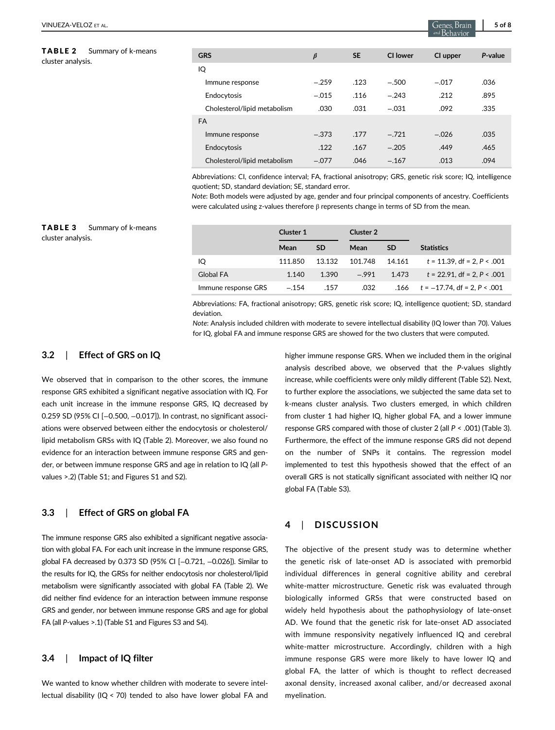**TABLE 2** Summary of k-means cluster analysis.

| GRS | $\beta$ | SE | CI lower | CI upper | *P*-value |
|---|---|---|---|---|---|
| IQ | | | | | |
| Immune response | −.259 | .123 | −.500 | −.017 | .036 |
| Endocytosis | −.015 | .116 | −.243 | .212 | .895 |
| Cholesterol/lipid metabolism | .030 | .031 | −.031 | .092 | .335 |
| FA | | | | | |
| Immune response | −.373 | .177 | −.721 | −.026 | .035 |
| Endocytosis | .122 | .167 | −.205 | .449 | .465 |
| Cholesterol/lipid metabolism | −.077 | .046 | −.167 | .013 | .094 |

Abbreviations: CI, confidence interval; FA, fractional anisotropy; GRS, genetic risk score; IQ, intelligence quotient; SD, standard deviation; SE, standard error.

*Note*: Both models were adjusted by age, gender and four principal components of ancestry. Coefficients were calculated using z-values therefore β represents change in terms of SD from the mean.

**TABLE 3** Summary of k-means cluster analysis.

| | Cluster 1 | | Cluster 2 | | |
|---|---|---|---|---|---|
| | Mean | SD | Mean | SD | Statistics |
| IQ | 111.850 | 13.132 | 101.748 | 14.161 | $t = 11.39$, df = 2, $P < .001$ |
| Global FA | 1.140 | 1.390 | −.991 | 1.473 | $t = 22.91$, df = 2, $P < .001$ |
| Immune response GRS | −.154 | .157 | .032 | .166 | $t = -17.74$, df = 2, $P < .001$ |

Abbreviations: FA, fractional anisotropy; GRS, genetic risk score; IQ, intelligence quotient; SD, standard deviation.

*Note*: Analysis included children with moderate to severe intellectual disability (IQ lower than 70). Values for IQ, global FA and immune response GRS are showed for the two clusters that were computed.

### 3.2 | Effect of GRS on IQ

We observed that in comparison to the other scores, the immune response GRS exhibited a significant negative association with IQ. For each unit increase in the immune response GRS, IQ decreased by 0.259 SD (95% CI [−0.500, −0.017]). In contrast, no significant associations were observed between either the endocytosis or cholesterol/lipid metabolism GRSs with IQ (Table 2). Moreover, we also found no evidence for an interaction between immune response GRS and gender, or between immune response GRS and age in relation to IQ (all *P*-values >.2) (Table S1; and Figures S1 and S2).

### 3.3 | Effect of GRS on global FA

The immune response GRS also exhibited a significant negative association with global FA. For each unit increase in the immune response GRS, global FA decreased by 0.373 SD (95% CI [−0.721, −0.026]). Similar to the results for IQ, the GRSs for neither endocytosis nor cholesterol/lipid metabolism were significantly associated with global FA (Table 2). We did neither find evidence for an interaction between immune response GRS and gender, nor between immune response GRS and age for global FA (all *P*-values >.1) (Table S1 and Figures S3 and S4).

### 3.4 | Impact of IQ filter

We wanted to know whether children with moderate to severe intellectual disability (IQ < 70) tended to also have lower global FA and higher immune response GRS. When we included them in the original analysis described above, we observed that the *P*-values slightly increase, while coefficients were only mildly different (Table S2). Next, to further explore the associations, we subjected the same data set to k-means cluster analysis. Two clusters emerged, in which children from cluster 1 had higher IQ, higher global FA, and a lower immune response GRS compared with those of cluster 2 (all $P < .001$) (Table 3). Furthermore, the effect of the immune response GRS did not depend on the number of SNPs it contains. The regression model implemented to test this hypothesis showed that the effect of an overall GRS is not statically significant associated with neither IQ nor global FA (Table S3).

## 4 | DISCUSSION

The objective of the present study was to determine whether the genetic risk of late-onset AD is associated with premorbid individual differences in general cognitive ability and cerebral white-matter microstructure. Genetic risk was evaluated through biologically informed GRSs that were constructed based on widely held hypothesis about the pathophysiology of late-onset AD. We found that the genetic risk for late-onset AD associated with immune responsivity negatively influenced IQ and cerebral white-matter microstructure. Accordingly, children with a high immune response GRS were more likely to have lower IQ and global FA, the latter of which is thought to reflect decreased axonal density, increased axonal caliber, and/or decreased axonal myelination.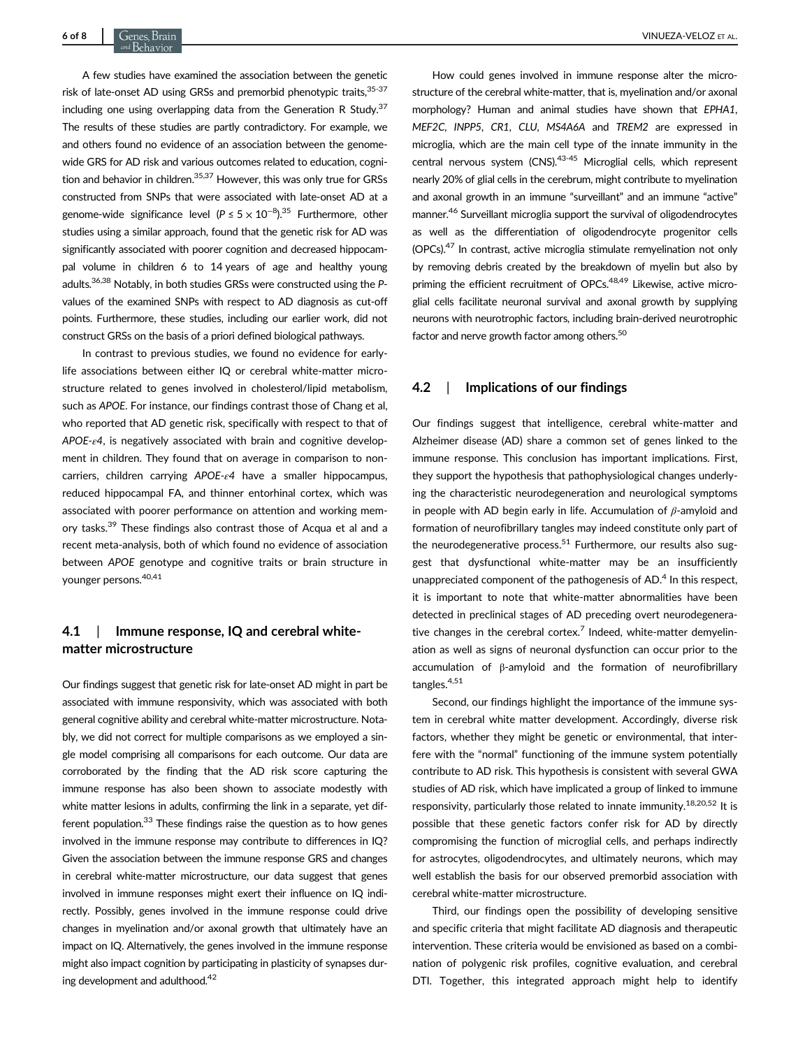A few studies have examined the association between the genetic risk of late-onset AD using GRSs and premorbid phenotypic traits,[35-37] including one using overlapping data from the Generation R Study.[37] The results of these studies are partly contradictory. For example, we and others found no evidence of an association between the genome-wide GRS for AD risk and various outcomes related to education, cognition and behavior in children.[35,37] However, this was only true for GRSs constructed from SNPs that were associated with late-onset AD at a genome-wide significance level ($P \leq 5 \times 10^{-8}$).[35] Furthermore, other studies using a similar approach, found that the genetic risk for AD was significantly associated with poorer cognition and decreased hippocampal volume in children 6 to 14 years of age and healthy young adults.[36,38] Notably, in both studies GRSs were constructed using the *P*-values of the examined SNPs with respect to AD diagnosis as cut-off points. Furthermore, these studies, including our earlier work, did not construct GRSs on the basis of a priori defined biological pathways.

In contrast to previous studies, we found no evidence for early-life associations between either IQ or cerebral white-matter microstructure related to genes involved in cholesterol/lipid metabolism, such as *APOE*. For instance, our findings contrast those of Chang et al, who reported that AD genetic risk, specifically with respect to that of *APOE-ε4*, is negatively associated with brain and cognitive development in children. They found that on average in comparison to non-carriers, children carrying *APOE-ε4* have a smaller hippocampus, reduced hippocampal FA, and thinner entorhinal cortex, which was associated with poorer performance on attention and working memory tasks.[39] These findings also contrast those of Acqua et al and a recent meta-analysis, both of which found no evidence of association between *APOE* genotype and cognitive traits or brain structure in younger persons.[40,41]

### 4.1 | Immune response, IQ and cerebral white-matter microstructure

Our findings suggest that genetic risk for late-onset AD might in part be associated with immune responsivity, which was associated with both general cognitive ability and cerebral white-matter microstructure. Notably, we did not correct for multiple comparisons as we employed a single model comprising all comparisons for each outcome. Our data are corroborated by the finding that the AD risk score capturing the immune response has also been shown to associate modestly with white matter lesions in adults, confirming the link in a separate, yet different population.[33] These findings raise the question as to how genes involved in the immune response may contribute to differences in IQ? Given the association between the immune response GRS and changes in cerebral white-matter microstructure, our data suggest that genes involved in immune responses might exert their influence on IQ indirectly. Possibly, genes involved in the immune response could drive changes in myelination and/or axonal growth that ultimately have an impact on IQ. Alternatively, the genes involved in the immune response might also impact cognition by participating in plasticity of synapses during development and adulthood.[42]

How could genes involved in immune response alter the microstructure of the cerebral white-matter, that is, myelination and/or axonal morphology? Human and animal studies have shown that *EPHA1*, *MEF2C*, *INPP5*, *CR1*, *CLU*, *MS4A6A* and *TREM2* are expressed in microglia, which are the main cell type of the innate immunity in the central nervous system (CNS).[43-45] Microglial cells, which represent nearly 20% of glial cells in the cerebrum, might contribute to myelination and axonal growth in an immune "surveillant" and an immune "active" manner.[46] Surveillant microglia support the survival of oligodendrocytes as well as the differentiation of oligodendrocyte progenitor cells (OPCs).[47] In contrast, active microglia stimulate remyelination not only by removing debris created by the breakdown of myelin but also by priming the efficient recruitment of OPCs.[48,49] Likewise, active microglial cells facilitate neuronal survival and axonal growth by supplying neurons with neurotrophic factors, including brain-derived neurotrophic factor and nerve growth factor among others.[50]

### 4.2 | Implications of our findings

Our findings suggest that intelligence, cerebral white-matter and Alzheimer disease (AD) share a common set of genes linked to the immune response. This conclusion has important implications. First, they support the hypothesis that pathophysiological changes underlying the characteristic neurodegeneration and neurological symptoms in people with AD begin early in life. Accumulation of $\beta$-amyloid and formation of neurofibrillary tangles may indeed constitute only part of the neurodegenerative process.[51] Furthermore, our results also suggest that dysfunctional white-matter may be an insufficiently unappreciated component of the pathogenesis of AD.[4] In this respect, it is important to note that white-matter abnormalities have been detected in preclinical stages of AD preceding overt neurodegenerative changes in the cerebral cortex.[7] Indeed, white-matter demyelination as well as signs of neuronal dysfunction can occur prior to the accumulation of β-amyloid and the formation of neurofibrillary tangles.[4,51]

Second, our findings highlight the importance of the immune system in cerebral white matter development. Accordingly, diverse risk factors, whether they might be genetic or environmental, that interfere with the "normal" functioning of the immune system potentially contribute to AD risk. This hypothesis is consistent with several GWA studies of AD risk, which have implicated a group of linked to immune responsivity, particularly those related to innate immunity.[18,20,52] It is possible that these genetic factors confer risk for AD by directly compromising the function of microglial cells, and perhaps indirectly for astrocytes, oligodendrocytes, and ultimately neurons, which may well establish the basis for our observed premorbid association with cerebral white-matter microstructure.

Third, our findings open the possibility of developing sensitive and specific criteria that might facilitate AD diagnosis and therapeutic intervention. These criteria would be envisioned as based on a combination of polygenic risk profiles, cognitive evaluation, and cerebral DTI. Together, this integrated approach might help to identify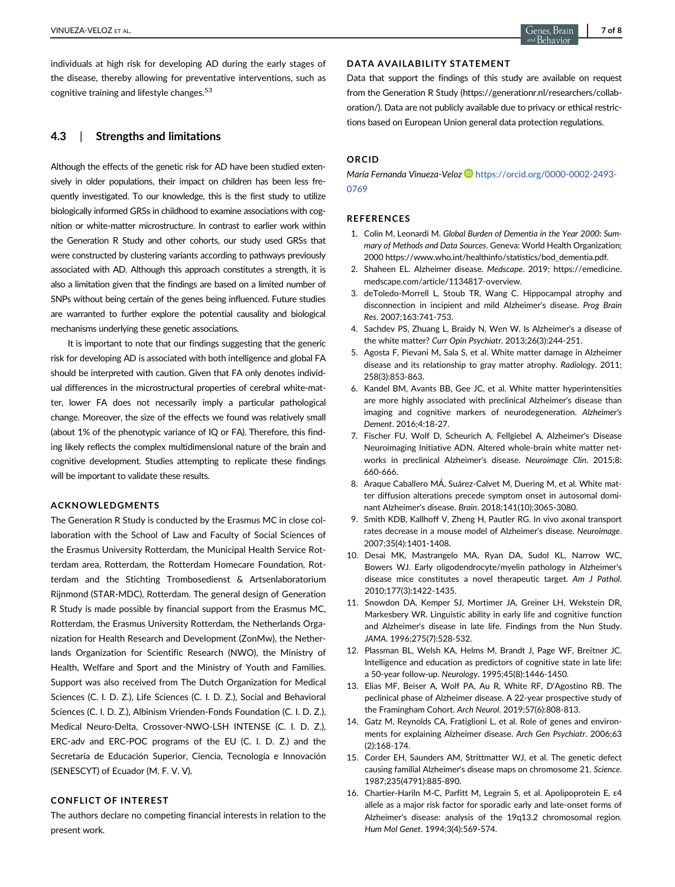individuals at high risk for developing AD during the early stages of the disease, thereby allowing for preventative interventions, such as cognitive training and lifestyle changes.[53]

### 4.3 | Strengths and limitations

Although the effects of the genetic risk for AD have been studied extensively in older populations, their impact on children has been less frequently investigated. To our knowledge, this is the first study to utilize biologically informed GRSs in childhood to examine associations with cognition or white-matter microstructure. In contrast to earlier work within the Generation R Study and other cohorts, our study used GRSs that were constructed by clustering variants according to pathways previously associated with AD. Although this approach constitutes a strength, it is also a limitation given that the findings are based on a limited number of SNPs without being certain of the genes being influenced. Future studies are warranted to further explore the potential causality and biological mechanisms underlying these genetic associations.

It is important to note that our findings suggesting that the generic risk for developing AD is associated with both intelligence and global FA should be interpreted with caution. Given that FA only denotes individual differences in the microstructural properties of cerebral white-matter, lower FA does not necessarily imply a particular pathological change. Moreover, the size of the effects we found was relatively small (about 1% of the phenotypic variance of IQ or FA). Therefore, this finding likely reflects the complex multidimensional nature of the brain and cognitive development. Studies attempting to replicate these findings will be important to validate these results.

## ACKNOWLEDGMENTS

The Generation R Study is conducted by the Erasmus MC in close collaboration with the School of Law and Faculty of Social Sciences of the Erasmus University Rotterdam, the Municipal Health Service Rotterdam area, Rotterdam, the Rotterdam Homecare Foundation, Rotterdam and the Stichting Trombosedienst & Artsenlaboratorium Rijnmond (STAR-MDC), Rotterdam. The general design of Generation R Study is made possible by financial support from the Erasmus MC, Rotterdam, the Erasmus University Rotterdam, the Netherlands Organization for Health Research and Development (ZonMw), the Netherlands Organization for Scientific Research (NWO), the Ministry of Health, Welfare and Sport and the Ministry of Youth and Families. Support was also received from The Dutch Organization for Medical Sciences (C. I. D. Z.), Life Sciences (C. I. D. Z.), Social and Behavioral Sciences (C. I. D. Z.), Albinism Vrienden-Fonds Foundation (C. I. D. Z.), Medical Neuro-Delta, Crossover-NWO-LSH INTENSE (C. I. D. Z.), ERC-adv and ERC-POC programs of the EU (C. I. D. Z.) and the Secretaría de Educación Superior, Ciencia, Tecnología e Innovación (SENESCYT) of Ecuador (M. F. V. V).

## CONFLICT OF INTEREST

The authors declare no competing financial interests in relation to the present work.

## DATA AVAILABILITY STATEMENT

Data that support the findings of this study are available on request from the Generation R Study (https://generationr.nl/researchers/collaboration/). Data are not publicly available due to privacy or ethical restrictions based on European Union general data protection regulations.

## ORCID

*María Fernanda Vinueza-Veloz* https://orcid.org/0000-0002-2493-0769

## REFERENCES

1. Colin M, Leonardi M. *Global Burden of Dementia in the Year 2000: Summary of Methods and Data Sources*. Geneva: World Health Organization; 2000 https://www.who.int/healthinfo/statistics/bod_dementia.pdf.
2. Shaheen EL. Alzheimer disease. *Medscape*. 2019; https://emedicine.medscape.com/article/1134817-overview.
3. deToledo-Morrell L, Stoub TR, Wang C. Hippocampal atrophy and disconnection in incipient and mild Alzheimer's disease. *Prog Brain Res*. 2007;163:741-753.
4. Sachdev PS, Zhuang L, Braidy N, Wen W. Is Alzheimer's a disease of the white matter? *Curr Opin Psychiatr*. 2013;26(3):244-251.
5. Agosta F, Pievani M, Sala S, et al. White matter damage in Alzheimer disease and its relationship to gray matter atrophy. *Radiology*. 2011; 258(3):853-863.
6. Kandel BM, Avants BB, Gee JC, et al. White matter hyperintensities are more highly associated with preclinical Alzheimer's disease than imaging and cognitive markers of neurodegeneration. *Alzheimer's Dement*. 2016;4:18-27.
7. Fischer FU, Wolf D, Scheurich A, Fellgiebel A, Alzheimer's Disease Neuroimaging Initiative ADN. Altered whole-brain white matter networks in preclinical Alzheimer's disease. *Neuroimage Clin*. 2015;8: 660-666.
8. Araque Caballero MÁ, Suárez-Calvet M, Duering M, et al. White matter diffusion alterations precede symptom onset in autosomal dominant Alzheimer's disease. *Brain*. 2018;141(10):3065-3080.
9. Smith KDB, Kallhoff V, Zheng H, Pautler RG. In vivo axonal transport rates decrease in a mouse model of Alzheimer's disease. *Neuroimage*. 2007;35(4):1401-1408.
10. Desai MK, Mastrangelo MA, Ryan DA, Sudol KL, Narrow WC, Bowers WJ. Early oligodendrocyte/myelin pathology in Alzheimer's disease mice constitutes a novel therapeutic target. *Am J Pathol*. 2010;177(3):1422-1435.
11. Snowdon DA, Kemper SJ, Mortimer JA, Greiner LH, Wekstein DR, Markesbery WR. Linguistic ability in early life and cognitive function and Alzheimer's disease in late life. Findings from the Nun Study. *JAMA*. 1996;275(7):528-532.
12. Plassman BL, Welsh KA, Helms M, Brandt J, Page WF, Breitner JC. Intelligence and education as predictors of cognitive state in late life: a 50-year follow-up. *Neurology*. 1995;45(8):1446-1450.
13. Elias MF, Beiser A, Wolf PA, Au R, White RF, D'Agostino RB. The peclinical phase of Alzheimer disease. A 22-year prospective study of the Framingham Cohort. *Arch Neurol*. 2019;57(6):808-813.
14. Gatz M, Reynolds CA, Fratiglioni L, et al. Role of genes and environments for explaining Alzheimer disease. *Arch Gen Psychiatr*. 2006;63 (2):168-174.
15. Corder EH, Saunders AM, Strittmatter WJ, et al. The genetic defect causing familial Alzheimer's disease maps on chromosome 21. *Science*. 1987;235(4791):885-890.
16. Chartier-Hariln M-C, Parfitt M, Legrain S, et al. Apolipoprotein E, ε4 allele as a major risk factor for sporadic early and late-onset forms of Alzheimer's disease: analysis of the 19q13.2 chromosomal region. *Hum Mol Genet*. 1994;3(4):569-574.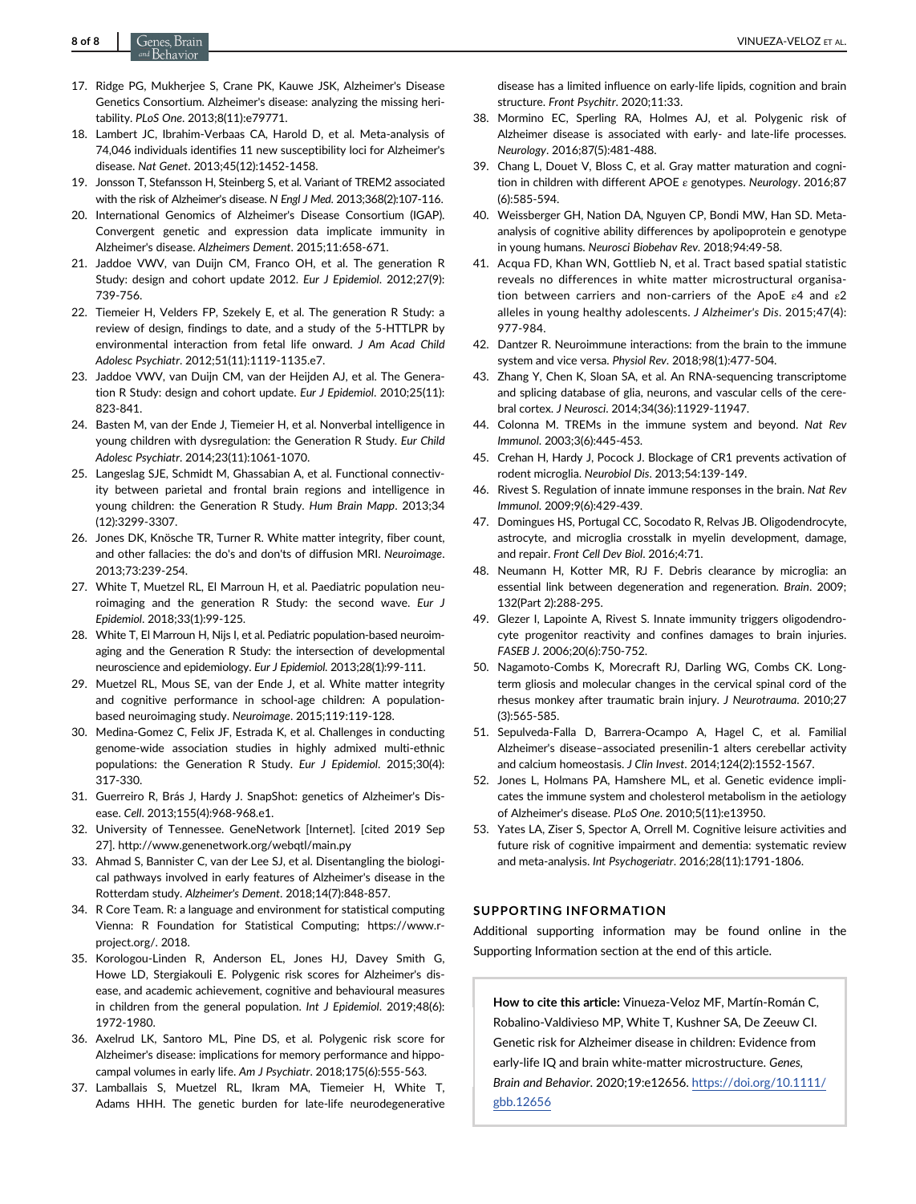17. Ridge PG, Mukherjee S, Crane PK, Kauwe JSK, Alzheimer's Disease Genetics Consortium. Alzheimer's disease: analyzing the missing heritability. *PLoS One*. 2013;8(11):e79771.
18. Lambert JC, Ibrahim-Verbaas CA, Harold D, et al. Meta-analysis of 74,046 individuals identifies 11 new susceptibility loci for Alzheimer's disease. *Nat Genet*. 2013;45(12):1452-1458.
19. Jonsson T, Stefansson H, Steinberg S, et al. Variant of TREM2 associated with the risk of Alzheimer's disease. *N Engl J Med*. 2013;368(2):107-116.
20. International Genomics of Alzheimer's Disease Consortium (IGAP). Convergent genetic and expression data implicate immunity in Alzheimer's disease. *Alzheimers Dement*. 2015;11:658-671.
21. Jaddoe VWV, van Duijn CM, Franco OH, et al. The generation R Study: design and cohort update 2012. *Eur J Epidemiol*. 2012;27(9):739-756.
22. Tiemeier H, Velders FP, Szekely E, et al. The generation R Study: a review of design, findings to date, and a study of the 5-HTTLPR by environmental interaction from fetal life onward. *J Am Acad Child Adolesc Psychiatr*. 2012;51(11):1119-1135.e7.
23. Jaddoe VWV, van Duijn CM, van der Heijden AJ, et al. The Generation R Study: design and cohort update. *Eur J Epidemiol*. 2010;25(11):823-841.
24. Basten M, van der Ende J, Tiemeier H, et al. Nonverbal intelligence in young children with dysregulation: the Generation R Study. *Eur Child Adolesc Psychiatr*. 2014;23(11):1061-1070.
25. Langeslag SJE, Schmidt M, Ghassabian A, et al. Functional connectivity between parietal and frontal brain regions and intelligence in young children: the Generation R Study. *Hum Brain Mapp*. 2013;34(12):3299-3307.
26. Jones DK, Knösche TR, Turner R. White matter integrity, fiber count, and other fallacies: the do's and don'ts of diffusion MRI. *Neuroimage*. 2013;73:239-254.
27. White T, Muetzel RL, El Marroun H, et al. Paediatric population neuroimaging and the generation R Study: the second wave. *Eur J Epidemiol*. 2018;33(1):99-125.
28. White T, El Marroun H, Nijs I, et al. Pediatric population-based neuroimaging and the Generation R Study: the intersection of developmental neuroscience and epidemiology. *Eur J Epidemiol*. 2013;28(1):99-111.
29. Muetzel RL, Mous SE, van der Ende J, et al. White matter integrity and cognitive performance in school-age children: A population-based neuroimaging study. *Neuroimage*. 2015;119:119-128.
30. Medina-Gomez C, Felix JF, Estrada K, et al. Challenges in conducting genome-wide association studies in highly admixed multi-ethnic populations: the Generation R Study. *Eur J Epidemiol*. 2015;30(4):317-330.
31. Guerreiro R, Brás J, Hardy J. SnapShot: genetics of Alzheimer's Disease. *Cell*. 2013;155(4):968-968.e1.
32. University of Tennessee. GeneNetwork [Internet]. [cited 2019 Sep 27]. http://www.genenetwork.org/webqtl/main.py
33. Ahmad S, Bannister C, van der Lee SJ, et al. Disentangling the biological pathways involved in early features of Alzheimer's disease in the Rotterdam study. *Alzheimer's Dement*. 2018;14(7):848-857.
34. R Core Team. R: a language and environment for statistical computing Vienna: R Foundation for Statistical Computing; https://www.r-project.org/. 2018.
35. Korologou-Linden R, Anderson EL, Jones HJ, Davey Smith G, Howe LD, Stergiakouli E. Polygenic risk scores for Alzheimer's disease, and academic achievement, cognitive and behavioural measures in children from the general population. *Int J Epidemiol*. 2019;48(6):1972-1980.
36. Axelrud LK, Santoro ML, Pine DS, et al. Polygenic risk score for Alzheimer's disease: implications for memory performance and hippocampal volumes in early life. *Am J Psychiatr*. 2018;175(6):555-563.
37. Lamballais S, Muetzel RL, Ikram MA, Tiemeier H, White T, Adams HHH. The genetic burden for late-life neurodegenerative disease has a limited influence on early-life lipids, cognition and brain structure. *Front Psychitr*. 2020;11:33.
38. Mormino EC, Sperling RA, Holmes AJ, et al. Polygenic risk of Alzheimer disease is associated with early- and late-life processes. *Neurology*. 2016;87(5):481-488.
39. Chang L, Douet V, Bloss C, et al. Gray matter maturation and cognition in children with different APOE ε genotypes. *Neurology*. 2016;87(6):585-594.
40. Weissberger GH, Nation DA, Nguyen CP, Bondi MW, Han SD. Meta-analysis of cognitive ability differences by apolipoprotein e genotype in young humans. *Neurosci Biobehav Rev*. 2018;94:49-58.
41. Acqua FD, Khan WN, Gottlieb N, et al. Tract based spatial statistic reveals no differences in white matter microstructural organisation between carriers and non-carriers of the ApoE ε4 and ε2 alleles in young healthy adolescents. *J Alzheimer's Dis*. 2015;47(4):977-984.
42. Dantzer R. Neuroimmune interactions: from the brain to the immune system and vice versa. *Physiol Rev*. 2018;98(1):477-504.
43. Zhang Y, Chen K, Sloan SA, et al. An RNA-sequencing transcriptome and splicing database of glia, neurons, and vascular cells of the cerebral cortex. *J Neurosci*. 2014;34(36):11929-11947.
44. Colonna M. TREMs in the immune system and beyond. *Nat Rev Immunol*. 2003;3(6):445-453.
45. Crehan H, Hardy J, Pocock J. Blockage of CR1 prevents activation of rodent microglia. *Neurobiol Dis*. 2013;54:139-149.
46. Rivest S. Regulation of innate immune responses in the brain. *Nat Rev Immunol*. 2009;9(6):429-439.
47. Domingues HS, Portugal CC, Socodato R, Relvas JB. Oligodendrocyte, astrocyte, and microglia crosstalk in myelin development, damage, and repair. *Front Cell Dev Biol*. 2016;4:71.
48. Neumann H, Kotter MR, RJ F. Debris clearance by microglia: an essential link between degeneration and regeneration. *Brain*. 2009;132(Part 2):288-295.
49. Glezer I, Lapointe A, Rivest S. Innate immunity triggers oligodendrocyte progenitor reactivity and confines damages to brain injuries. *FASEB J*. 2006;20(6):750-752.
50. Nagamoto-Combs K, Morecraft RJ, Darling WG, Combs CK. Long-term gliosis and molecular changes in the cervical spinal cord of the rhesus monkey after traumatic brain injury. *J Neurotrauma*. 2010;27(3):565-585.
51. Sepulveda-Falla D, Barrera-Ocampo A, Hagel C, et al. Familial Alzheimer's disease–associated presenilin-1 alters cerebellar activity and calcium homeostasis. *J Clin Invest*. 2014;124(2):1552-1567.
52. Jones L, Holmans PA, Hamshere ML, et al. Genetic evidence implicates the immune system and cholesterol metabolism in the aetiology of Alzheimer's disease. *PLoS One*. 2010;5(11):e13950.
53. Yates LA, Ziser S, Spector A, Orrell M. Cognitive leisure activities and future risk of cognitive impairment and dementia: systematic review and meta-analysis. *Int Psychogeriatr*. 2016;28(11):1791-1806.

## SUPPORTING INFORMATION

Additional supporting information may be found online in the Supporting Information section at the end of this article.

**How to cite this article:** Vinueza-Veloz MF, Martín-Román C, Robalino-Valdivieso MP, White T, Kushner SA, De Zeeuw CI. Genetic risk for Alzheimer disease in children: Evidence from early-life IQ and brain white-matter microstructure. *Genes, Brain and Behavior*. 2020;19:e12656. https://doi.org/10.1111/gbb.12656